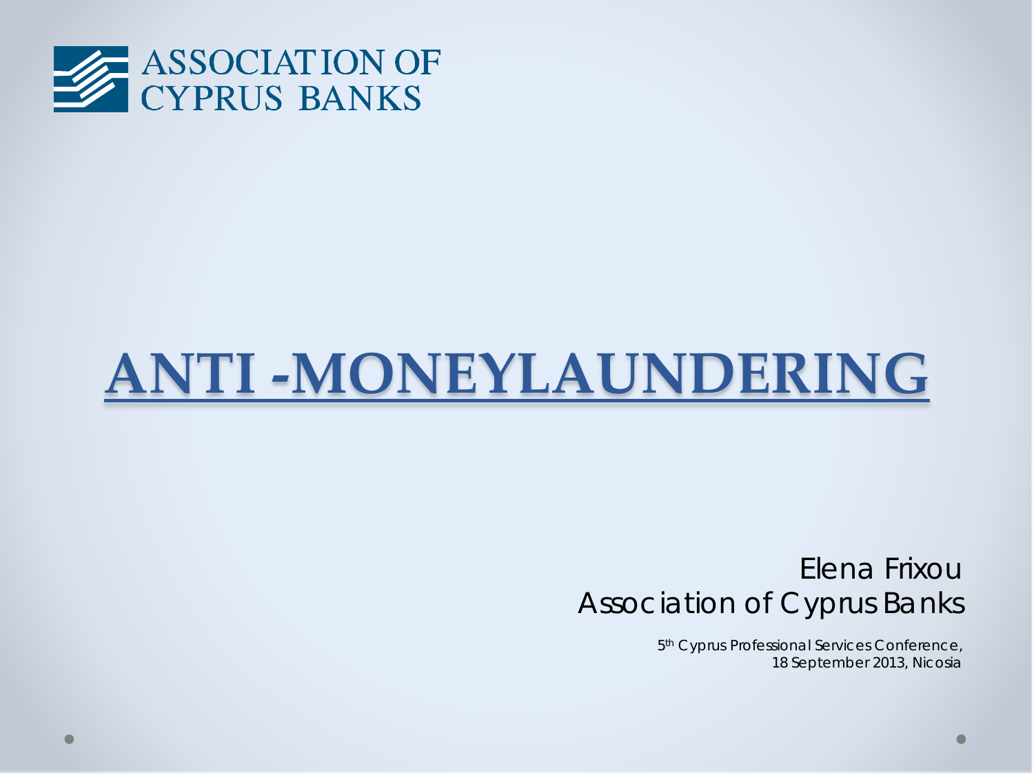ASSOCIATION OF CYPRUS BANKS

# ANTI -MONEYLAUNDERING

Elena Frixou
Association of Cyprus Banks

5th Cyprus Professional Services Conference,
18 September 2013, Nicosia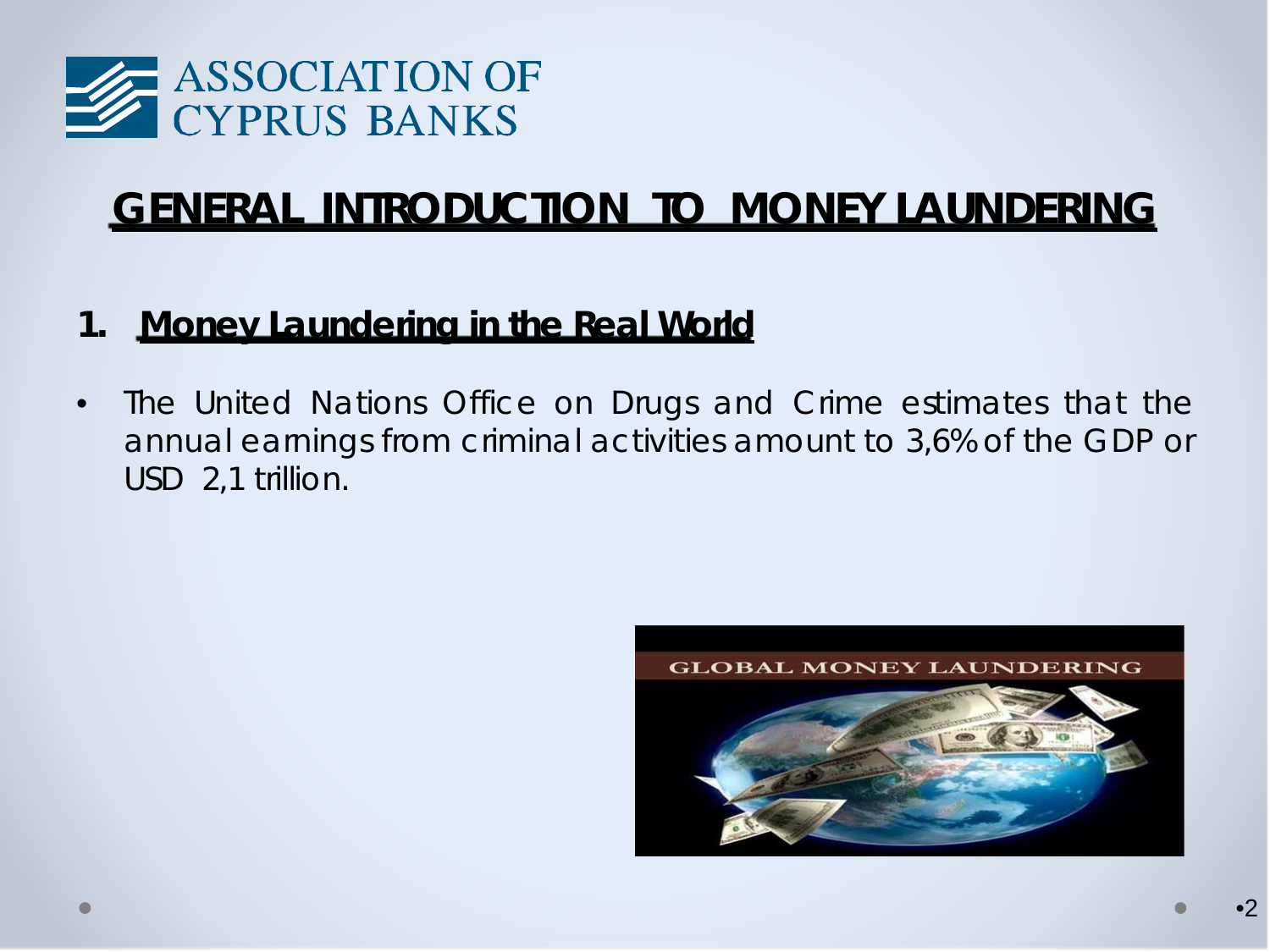# GENERAL INTRODUCTION TO MONEY LAUNDERING

## 1. Money Laundering in the Real World

- The United Nations Office on Drugs and Crime estimates that the annual earnings from criminal activities amount to 3,6% of the GDP or USD 2,1 trillion.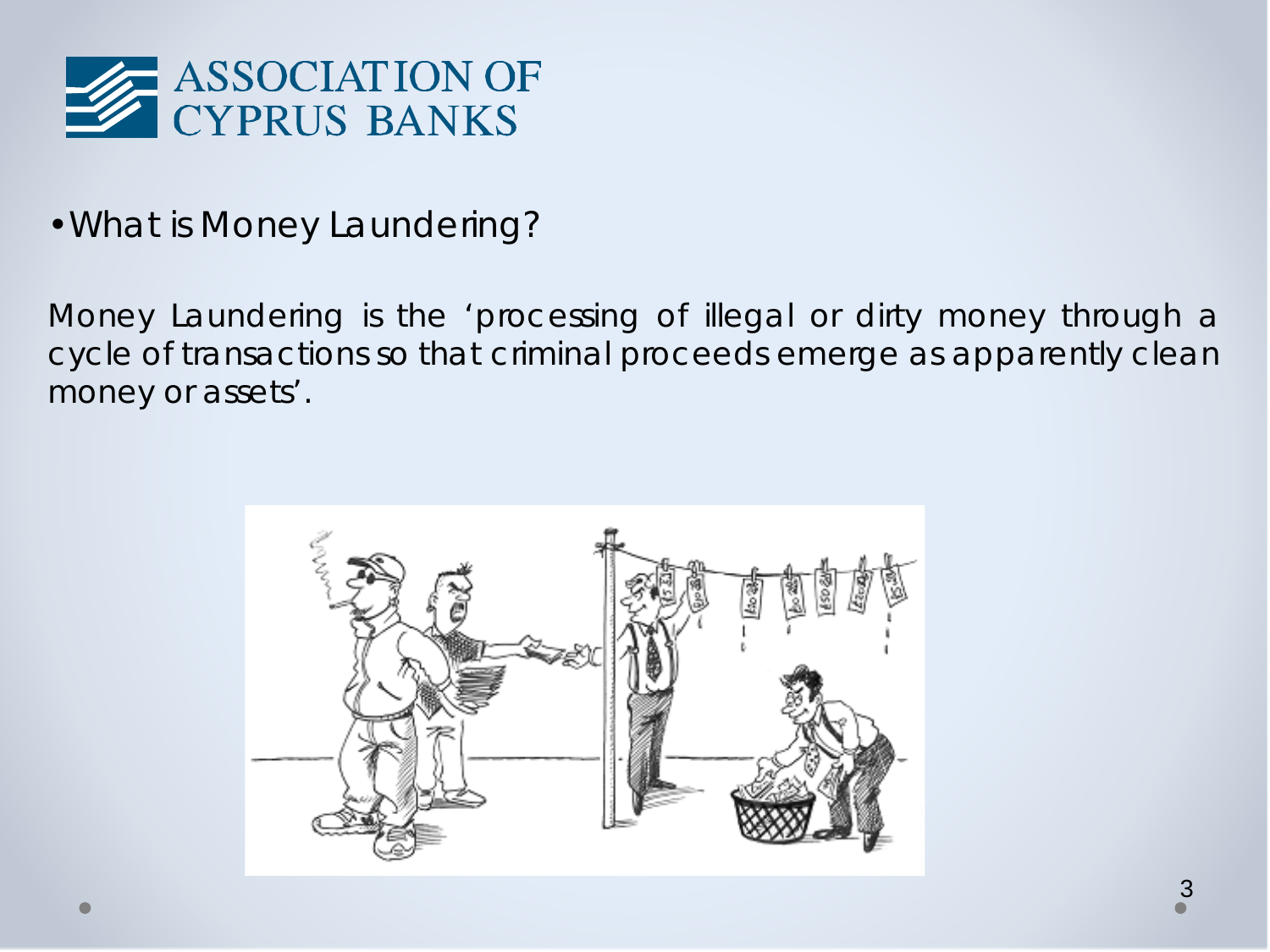ASSOCIATION OF CYPRUS BANKS

- What is Money Laundering?

Money Laundering is the ‘processing of illegal or dirty money through a cycle of transactions so that criminal proceeds emerge as apparently clean money or assets’.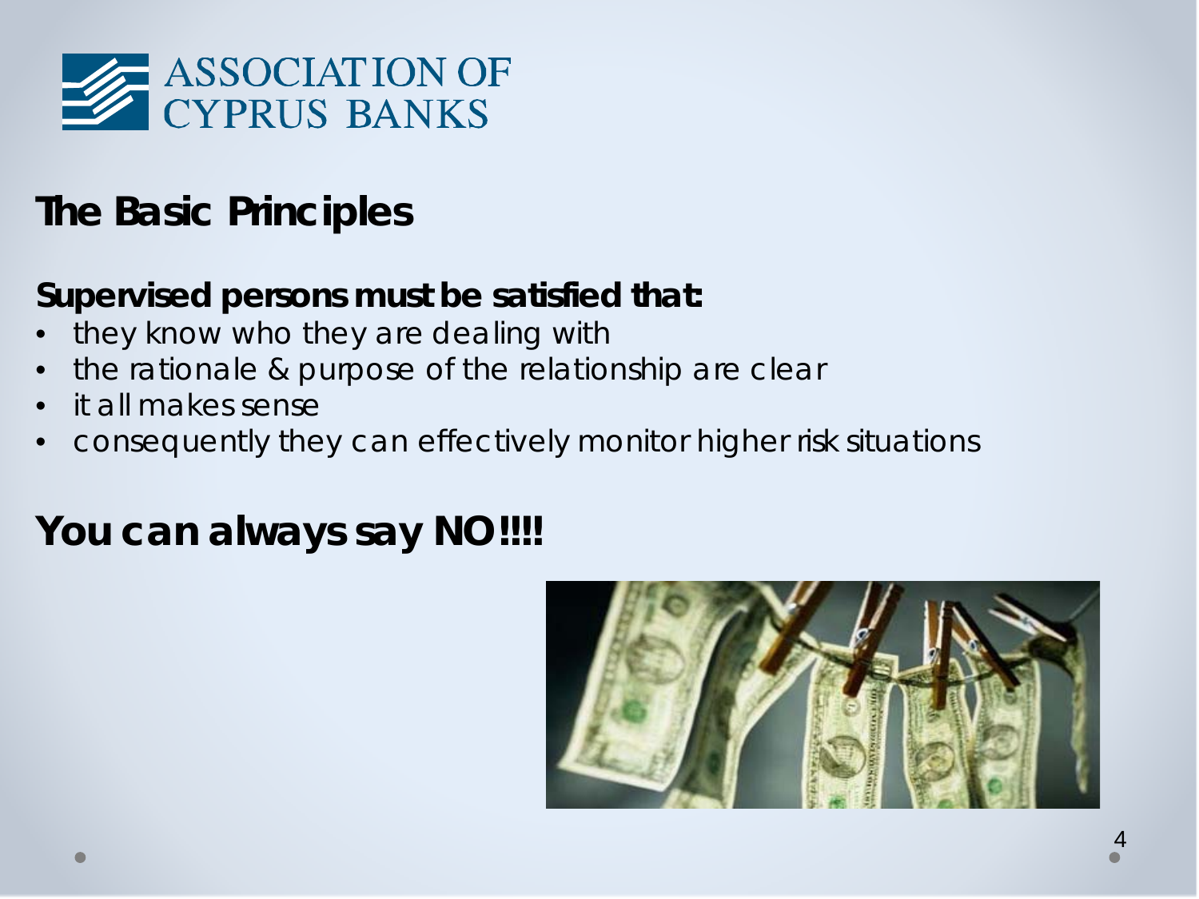ASSOCIATION OF CYPRUS BANKS

## The Basic Principles

**Supervised persons must be satisfied that:**

- they know who they are dealing with
- the rationale & purpose of the relationship are clear
- it all makes sense
- consequently they can effectively monitor higher risk situations

## You can always say NO!!!!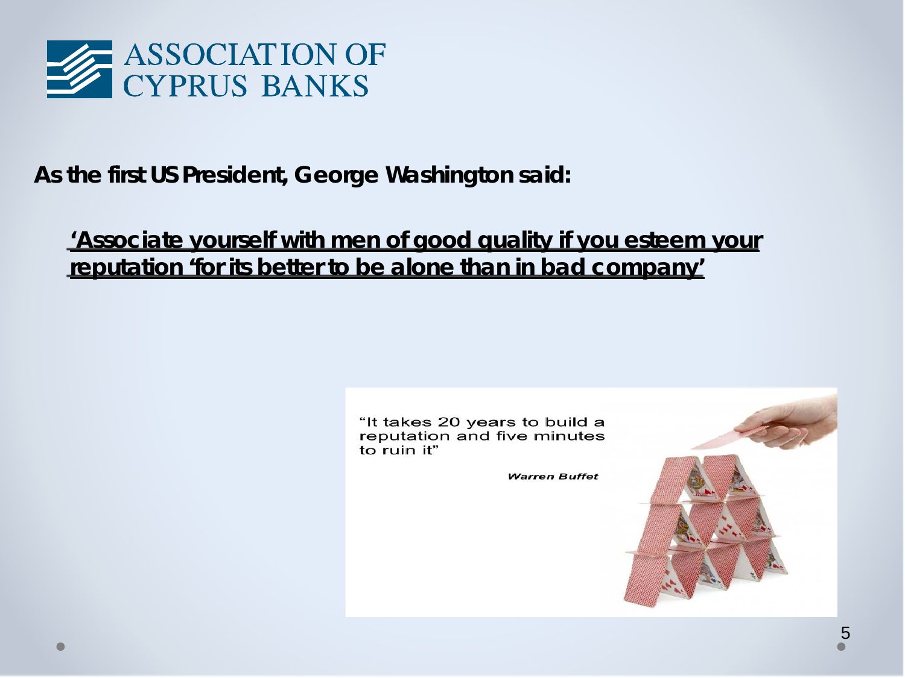**As the first US President, George Washington said:**

**<u>'Associate yourself with men of good quality if you esteem your reputation 'for its better to be alone than in bad company'</u>**

"It takes 20 years to build a reputation and five minutes to ruin it"

***Warren Buffet***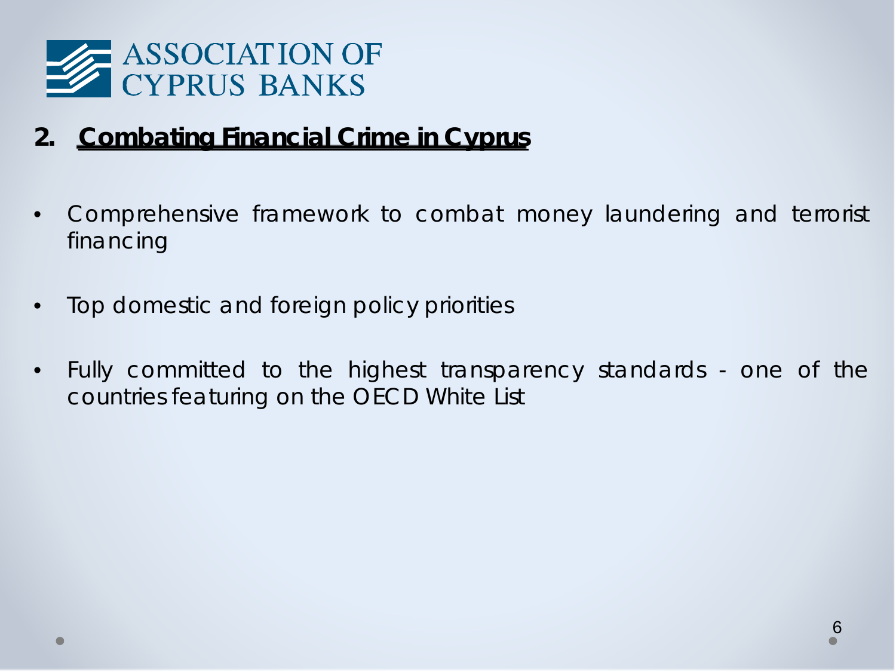ASSOCIATION OF CYPRUS BANKS

## 2. <u>Combating Financial Crime in Cyprus</u>

- Comprehensive framework to combat money laundering and terrorist financing
- Top domestic and foreign policy priorities
- Fully committed to the highest transparency standards - one of the countries featuring on the OECD White List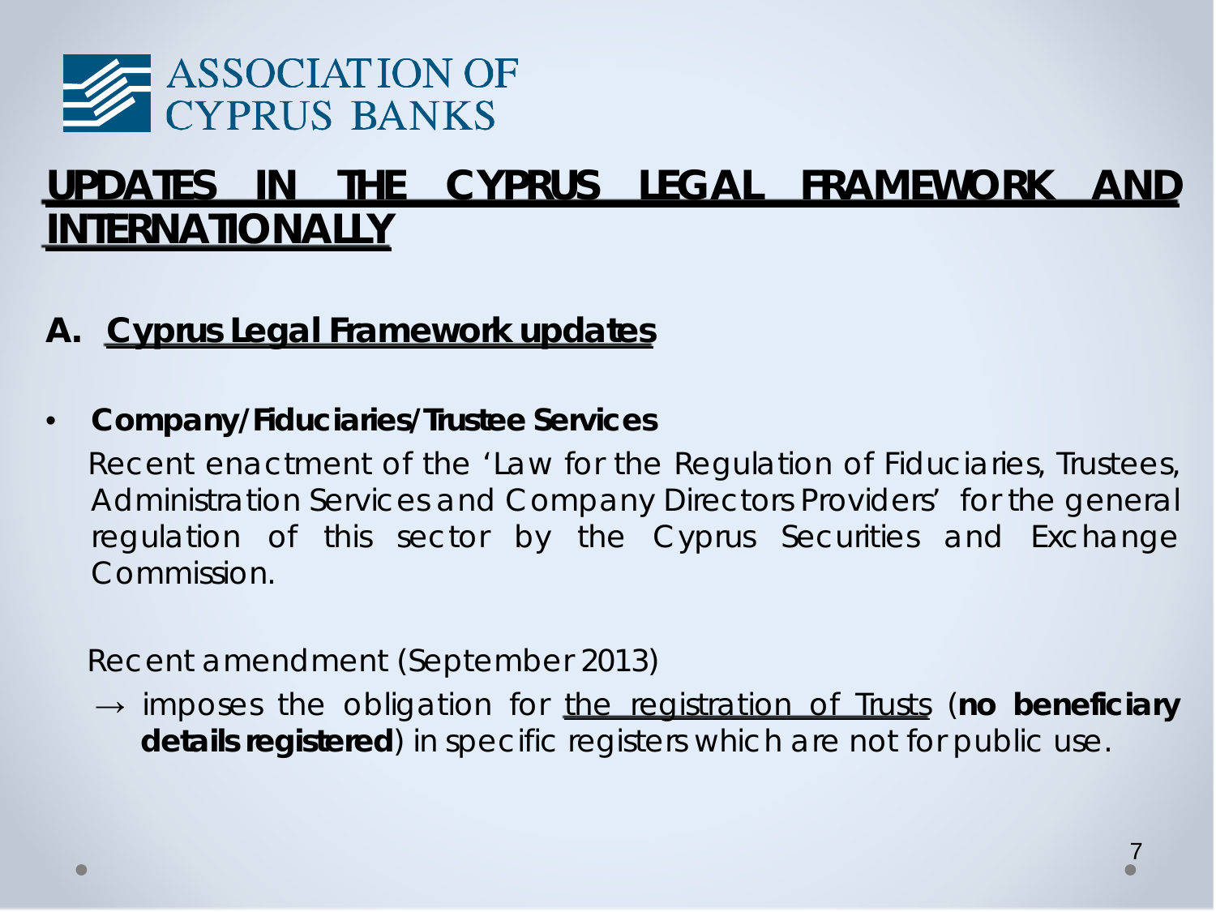ASSOCIATION OF CYPRUS BANKS

# UPDATES IN THE CYPRUS LEGAL FRAMEWORK AND INTERNATIONALLY

## A. Cyprus Legal Framework updates

- **Company/Fiduciaries/Trustee Services**

  Recent enactment of the 'Law for the Regulation of Fiduciaries, Trustees, Administration Services and Company Directors Providers' for the general regulation of this sector by the Cyprus Securities and Exchange Commission.

  Recent amendment (September 2013)

  → imposes the obligation for the registration of Trusts (**no beneficiary details registered**) in specific registers which are not for public use.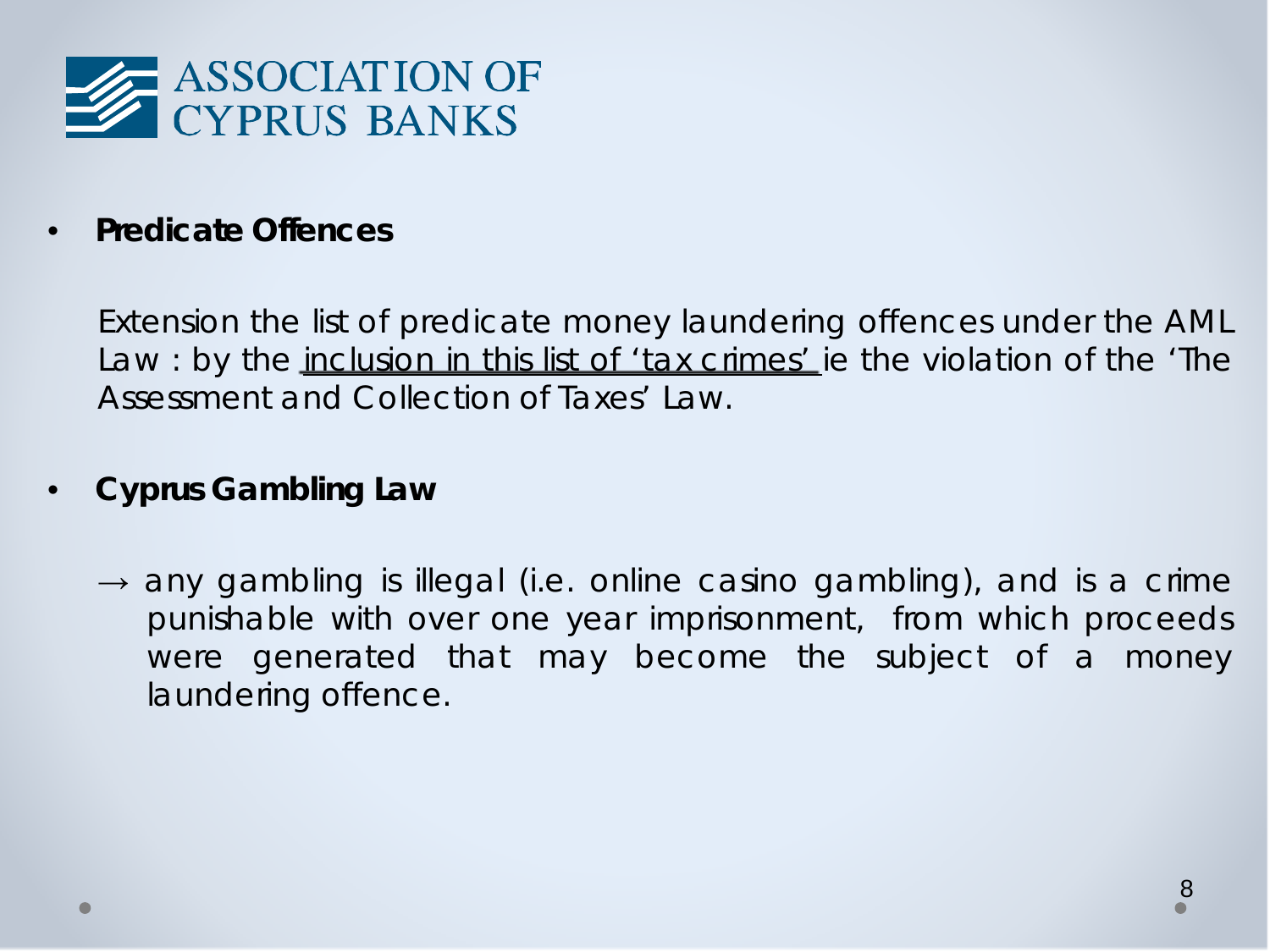ASSOCIATION OF CYPRUS BANKS

- **Predicate Offences**

  Extension the list of predicate money laundering offences under the AML Law : by the inclusion in this list of 'tax crimes' ie the violation of the 'The Assessment and Collection of Taxes' Law.

- **Cyprus Gambling Law**

  → any gambling is illegal (i.e. online casino gambling), and is a crime punishable with over one year imprisonment, from which proceeds were generated that may become the subject of a money laundering offence.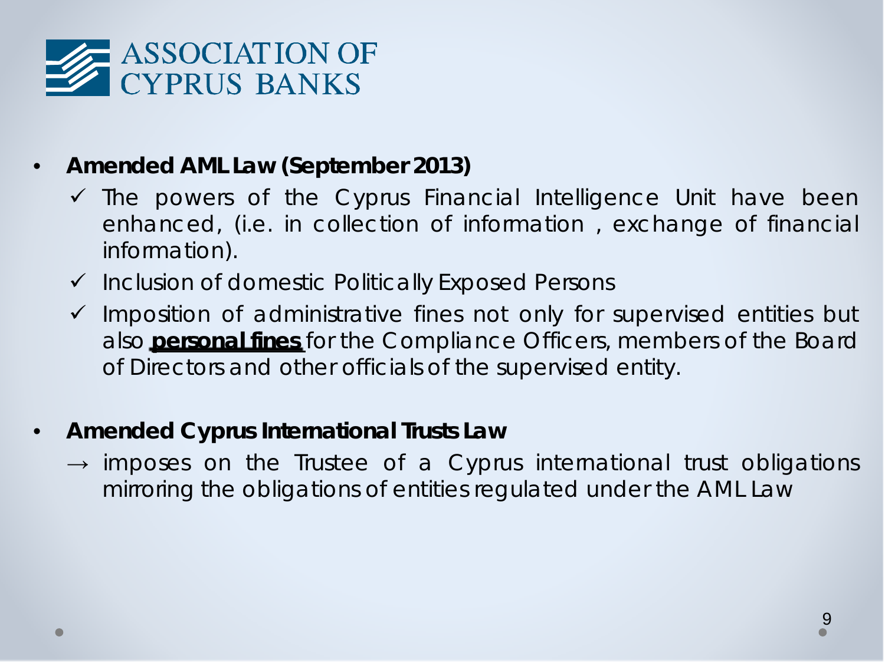ASSOCIATION OF CYPRUS BANKS

- **Amended AML Law (September 2013)**
  - ✓ The powers of the Cyprus Financial Intelligence Unit have been enhanced, (i.e. in collection of information , exchange of financial information).
  - ✓ Inclusion of domestic Politically Exposed Persons
  - ✓ Imposition of administrative fines not only for supervised entities but also **personal fines** for the Compliance Officers, members of the Board of Directors and other officials of the supervised entity.

- **Amended Cyprus International Trusts Law**
  - → imposes on the Trustee of a Cyprus international trust obligations mirroring the obligations of entities regulated under the AML Law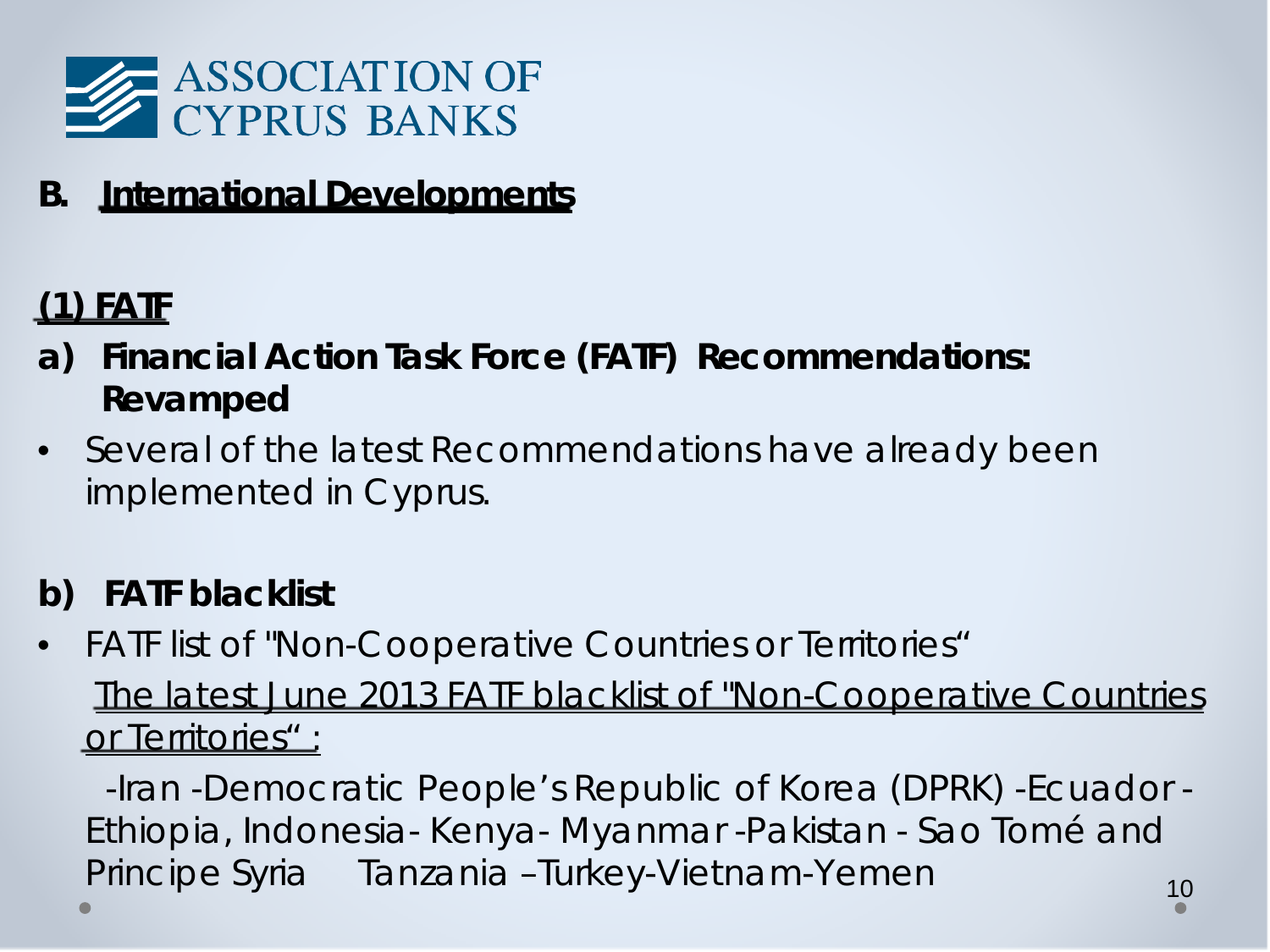ASSOCIATION OF CYPRUS BANKS

## B. International Developments

### (1) FATF

**a) Financial Action Task Force (FATF) Recommendations: Revamped**

- Several of the latest Recommendations have already been implemented in Cyprus.

**b) FATF blacklist**

- FATF list of "Non-Cooperative Countries or Territories“

  The latest June 2013 FATF blacklist of "Non-Cooperative Countries or Territories“ :

  -Iran -Democratic People’s Republic of Korea (DPRK) -Ecuador - Ethiopia, Indonesia- Kenya- Myanmar -Pakistan - Sao Tomé and Principe Syria Tanzania –Turkey-Vietnam-Yemen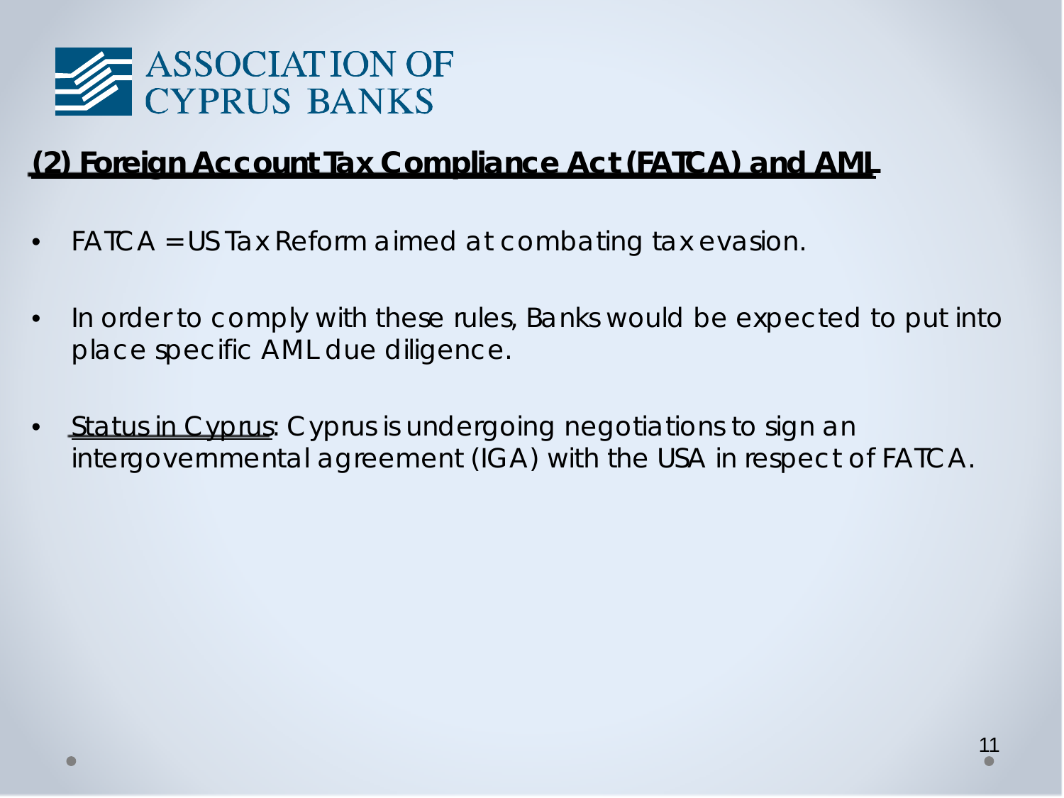ASSOCIATION OF CYPRUS BANKS

## (2) Foreign Account Tax Compliance Act (FATCA) and AML

- FATCA = US Tax Reform aimed at combating tax evasion.
- In order to comply with these rules, Banks would be expected to put into place specific AML due diligence.
- Status in Cyprus: Cyprus is undergoing negotiations to sign an intergovernmental agreement (IGA) with the USA in respect of FATCA.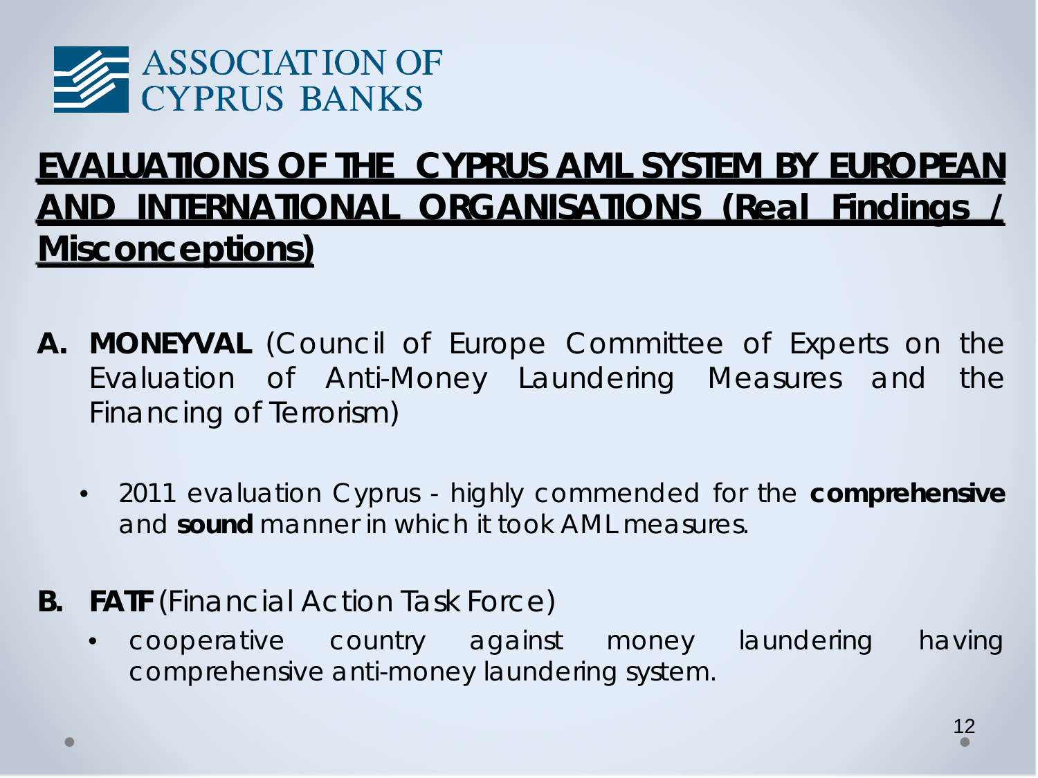ASSOCIATION OF CYPRUS BANKS

## EVALUATIONS OF THE CYPRUS AML SYSTEM BY EUROPEAN AND INTERNATIONAL ORGANISATIONS (Real Findings / Misconceptions)

**A. MONEYVAL** (Council of Europe Committee of Experts on the Evaluation of Anti-Money Laundering Measures and the Financing of Terrorism)

- 2011 evaluation Cyprus - highly commended for the **comprehensive** and **sound** manner in which it took AML measures.

**B. FATF** (Financial Action Task Force)

- cooperative country against money laundering having comprehensive anti-money laundering system.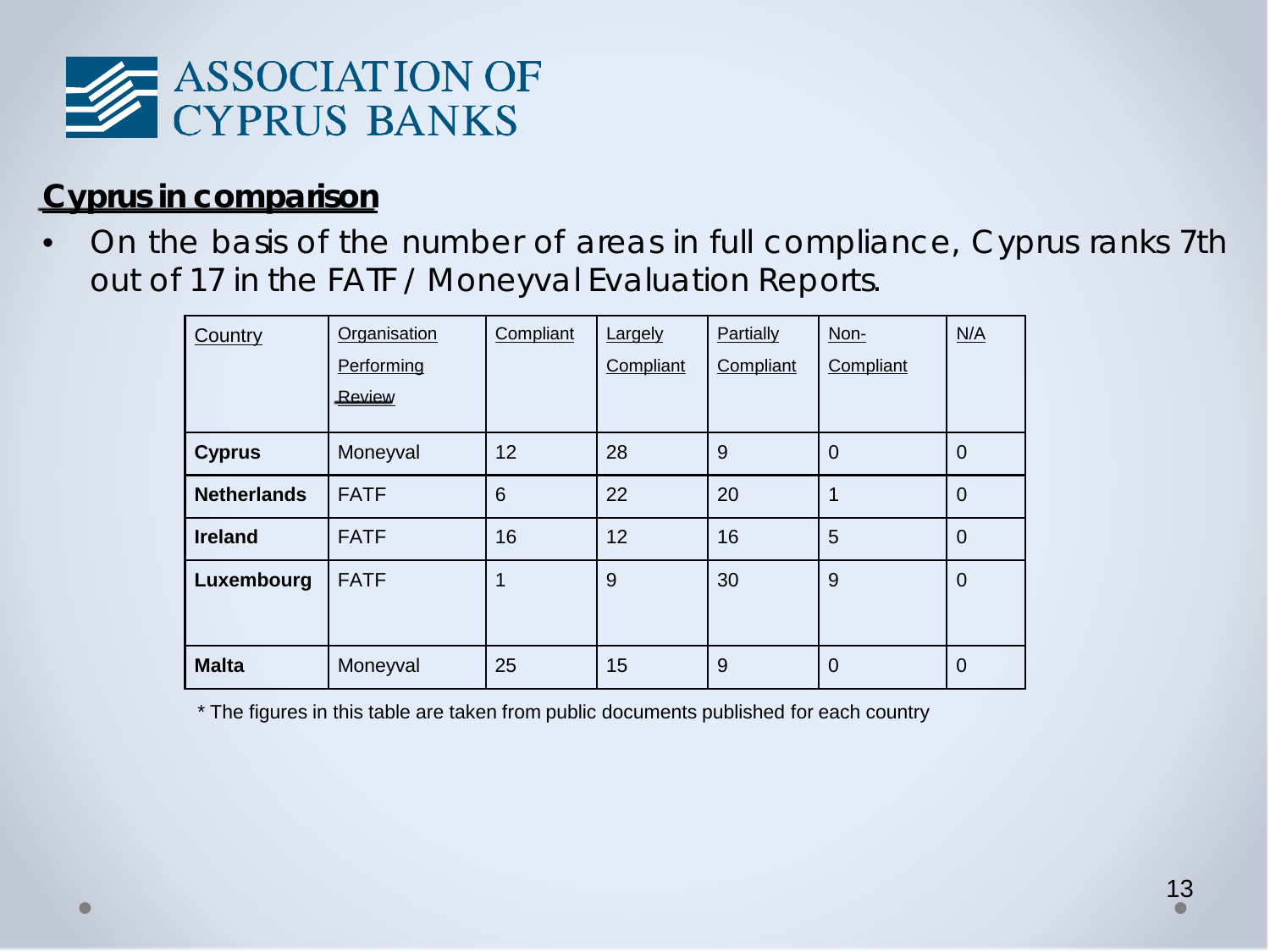ASSOCIATION OF CYPRUS BANKS

## Cyprus in comparison

- On the basis of the number of areas in full compliance, Cyprus ranks 7th out of 17 in the FATF / Moneyval Evaluation Reports.

| Country | Organisation Performing Review | Compliant | Largely Compliant | Partially Compliant | Non-Compliant | N/A |
|---|---|---|---|---|---|---|
| **Cyprus** | Moneyval | 12 | 28 | 9 | 0 | 0 |
| **Netherlands** | FATF | 6 | 22 | 20 | 1 | 0 |
| **Ireland** | FATF | 16 | 12 | 16 | 5 | 0 |
| **Luxembourg** | FATF | 1 | 9 | 30 | 9 | 0 |
| **Malta** | Moneyval | 25 | 15 | 9 | 0 | 0 |

* The figures in this table are taken from public documents published for each country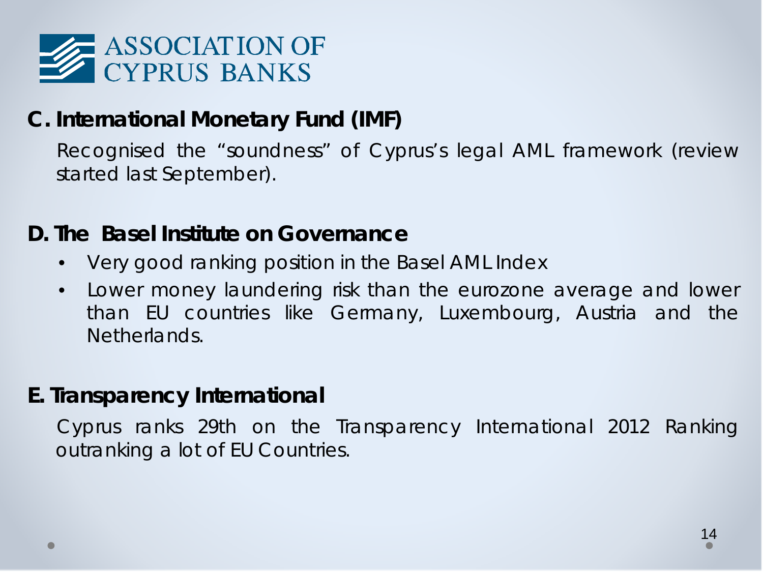ASSOCIATION OF CYPRUS BANKS

## C. International Monetary Fund (IMF)

Recognised the “soundness” of Cyprus’s legal AML framework (review started last September).

## D. The Basel Institute on Governance

- Very good ranking position in the Basel AML Index
- Lower money laundering risk than the eurozone average and lower than EU countries like Germany, Luxembourg, Austria and the Netherlands.

## E. Transparency International

Cyprus ranks 29th on the Transparency International 2012 Ranking outranking a lot of EU Countries.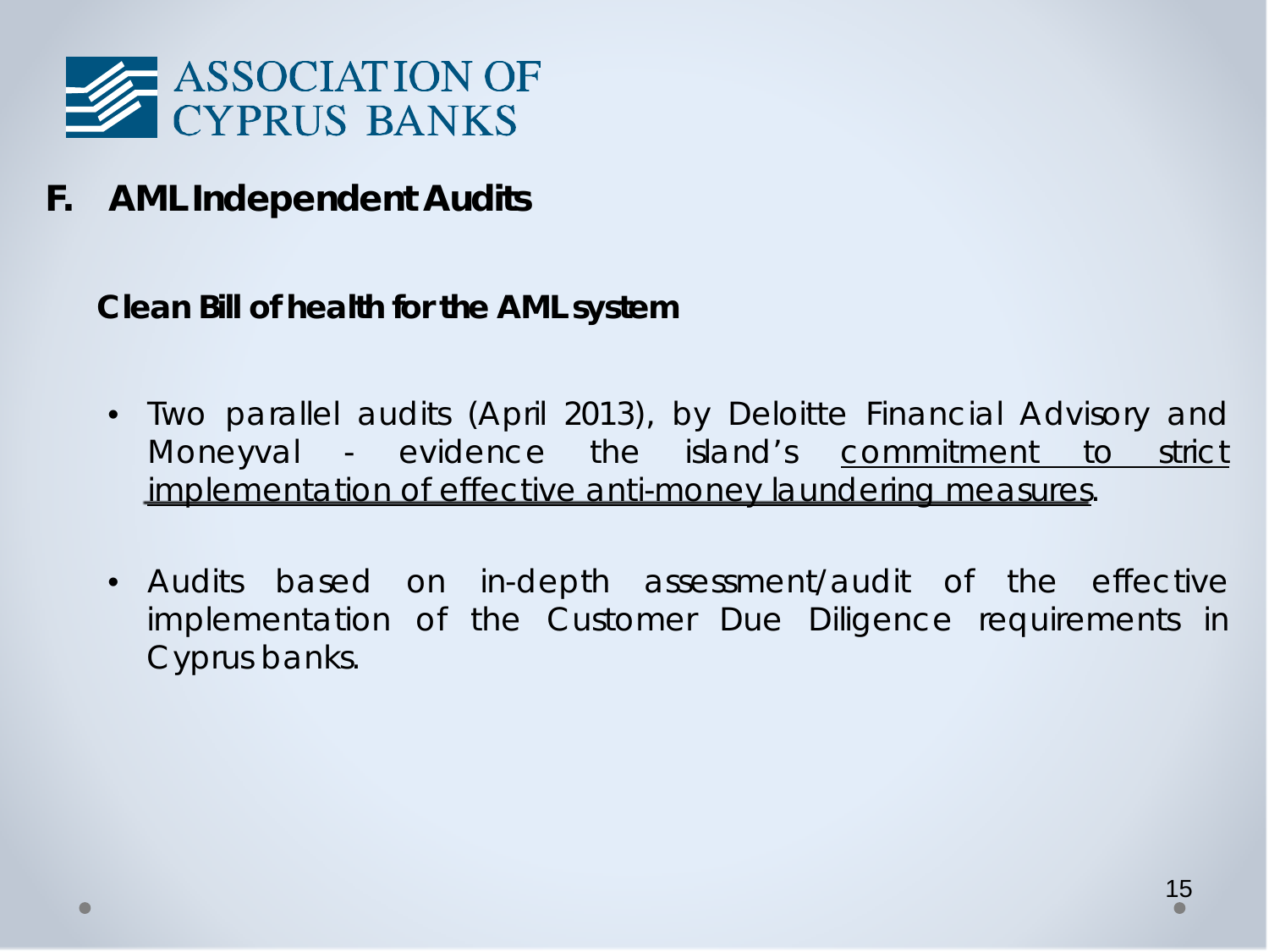ASSOCIATION OF CYPRUS BANKS

## F. AML Independent Audits

**Clean Bill of health for the AML system**

- Two parallel audits (April 2013), by Deloitte Financial Advisory and Moneyval - evidence the island's <u>commitment to strict implementation of effective anti-money laundering measures</u>.

- Audits based on in-depth assessment/audit of the effective implementation of the Customer Due Diligence requirements in Cyprus banks.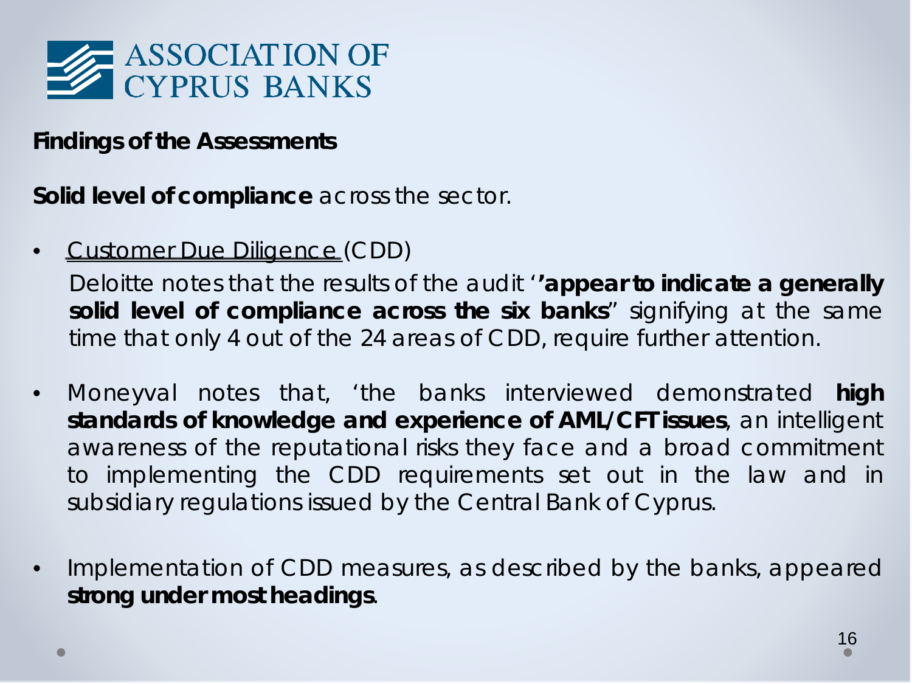# ASSOCIATION OF CYPRUS BANKS

## Findings of the Assessments

**Solid level of compliance** across the sector.

- Customer Due Diligence (CDD)

  Deloitte notes that the results of the audit '**'appear to indicate a generally solid level of compliance across the six banks**" signifying at the same time that only 4 out of the 24 areas of CDD, require further attention.

- Moneyval notes that, 'the banks interviewed demonstrated **high standards of knowledge and experience of AML/CFT issues**, an intelligent awareness of the reputational risks they face and a broad commitment to implementing the CDD requirements set out in the law and in subsidiary regulations issued by the Central Bank of Cyprus.

- Implementation of CDD measures, as described by the banks, appeared **strong under most headings**.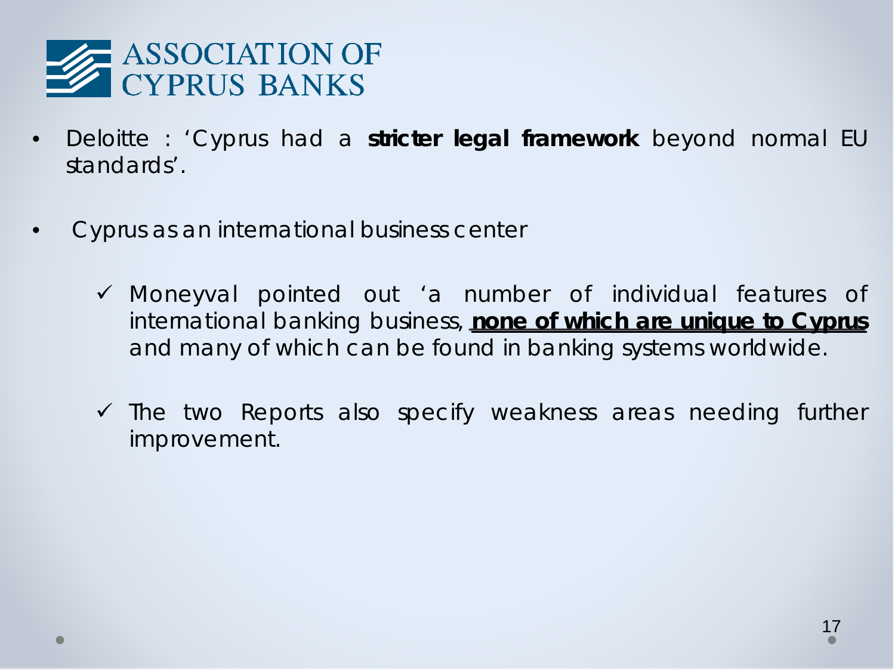ASSOCIATION OF CYPRUS BANKS

- Deloitte : 'Cyprus had a **stricter legal framework** beyond normal EU standards'.

- Cyprus as an international business center

  - ✓ Moneyval pointed out 'a number of individual features of international banking business, **none of which are unique to Cyprus** and many of which can be found in banking systems worldwide.

  - ✓ The two Reports also specify weakness areas needing further improvement.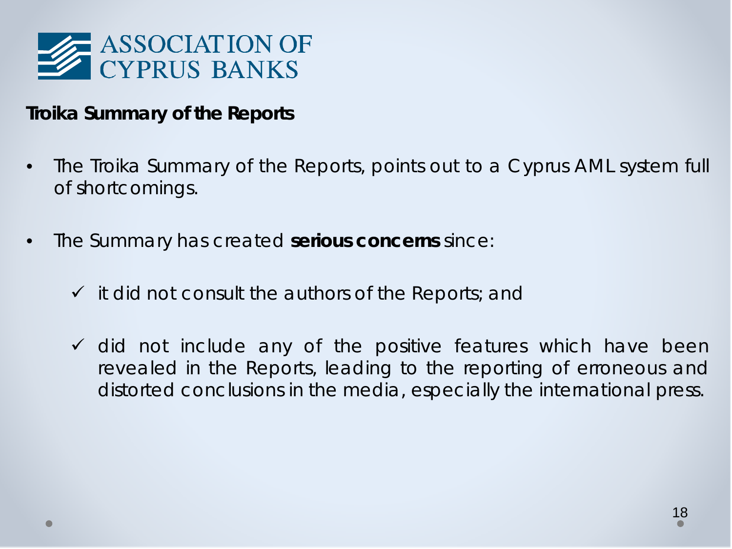ASSOCIATION OF CYPRUS BANKS

## Troika Summary of the Reports

- The Troika Summary of the Reports, points out to a Cyprus AML system full of shortcomings.

- The Summary has created **serious concerns** since:

  - ✓ it did not consult the authors of the Reports; and

  - ✓ did not include any of the positive features which have been revealed in the Reports, leading to the reporting of erroneous and distorted conclusions in the media, especially the international press.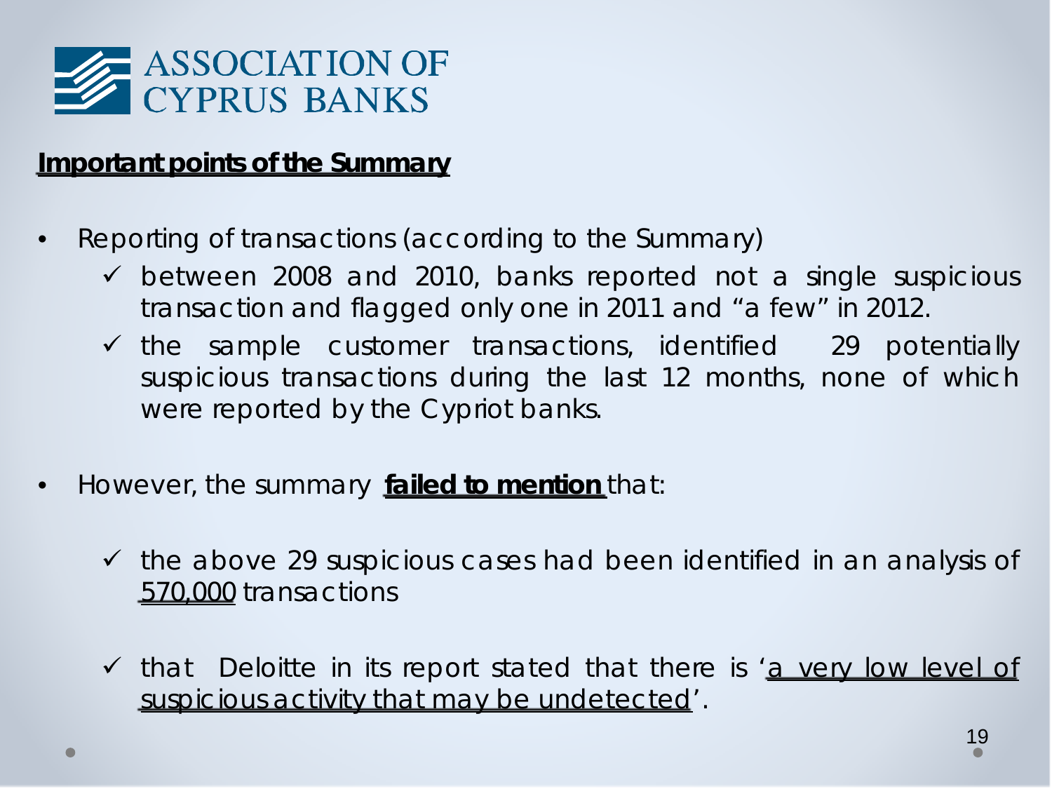ASSOCIATION OF CYPRUS BANKS

**Important points of the Summary**

- Reporting of transactions (according to the Summary)
  - ✓ between 2008 and 2010, banks reported not a single suspicious transaction and flagged only one in 2011 and "a few" in 2012.
  - ✓ the sample customer transactions, identified 29 potentially suspicious transactions during the last 12 months, none of which were reported by the Cypriot banks.

- However, the summary **failed to mention** that:

  - ✓ the above 29 suspicious cases had been identified in an analysis of 570,000 transactions

  - ✓ that Deloitte in its report stated that there is 'a very low level of suspicious activity that may be undetected'.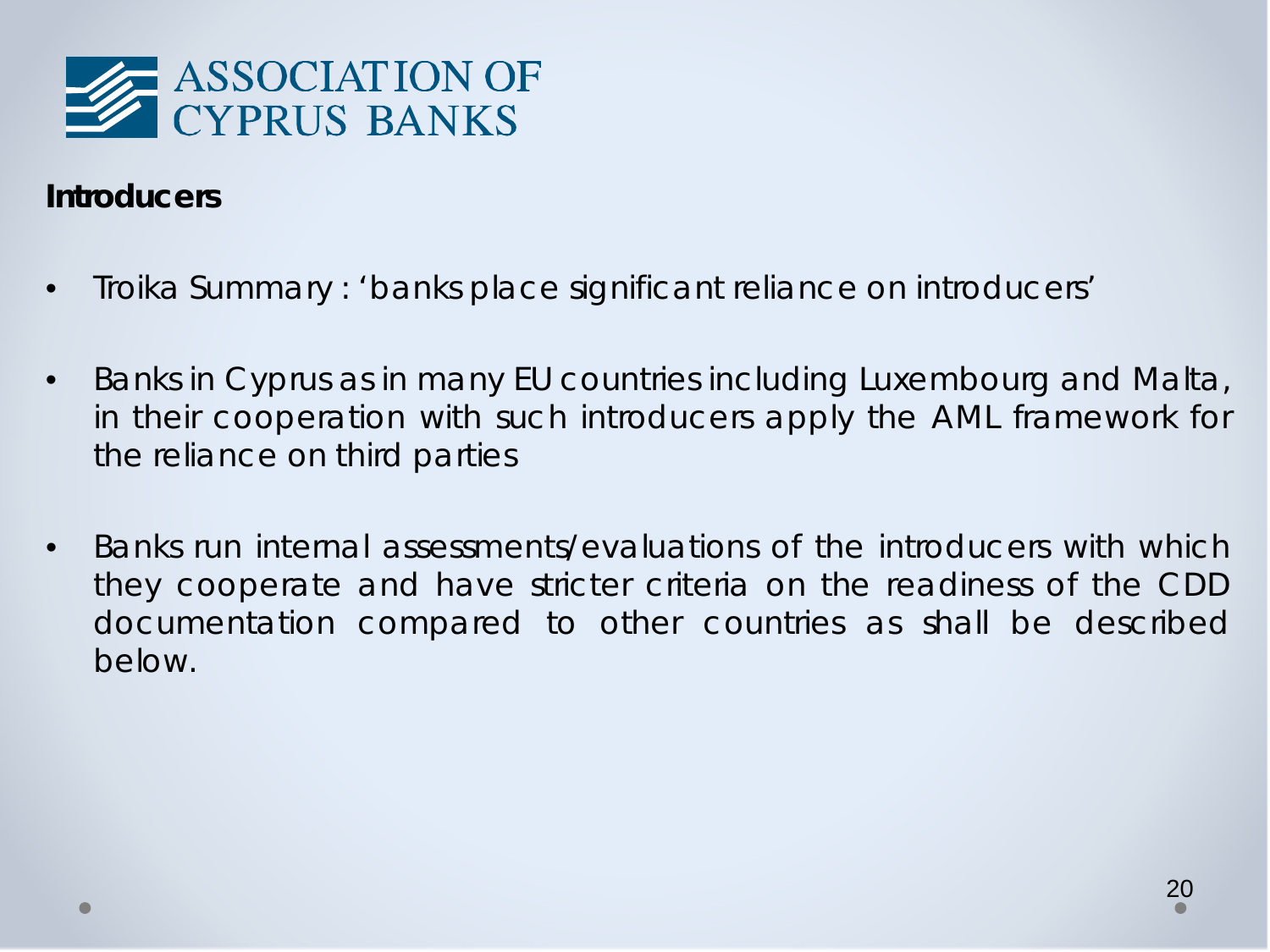ASSOCIATION OF CYPRUS BANKS

## Introducers

- Troika Summary : ‘banks place significant reliance on introducers’
- Banks in Cyprus as in many EU countries including Luxembourg and Malta, in their cooperation with such introducers apply the AML framework for the reliance on third parties
- Banks run internal assessments/evaluations of the introducers with which they cooperate and have stricter criteria on the readiness of the CDD documentation compared to other countries as shall be described below.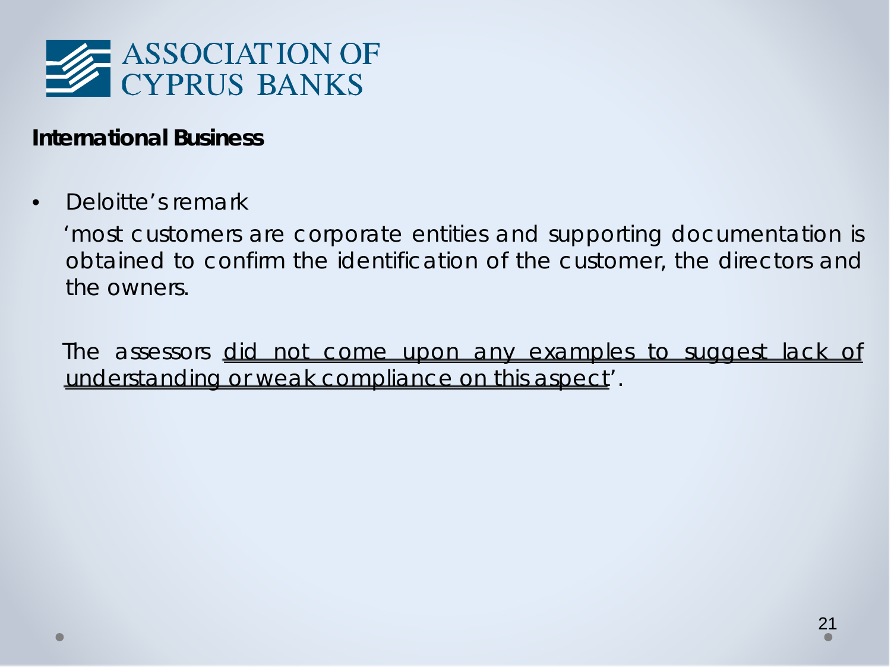ASSOCIATION OF CYPRUS BANKS

**International Business**

- Deloitte's remark

  'most customers are corporate entities and supporting documentation is obtained to confirm the identification of the customer, the directors and the owners.

  The assessors <u>did not come upon any examples to suggest lack of understanding or weak compliance on this aspect</u>'.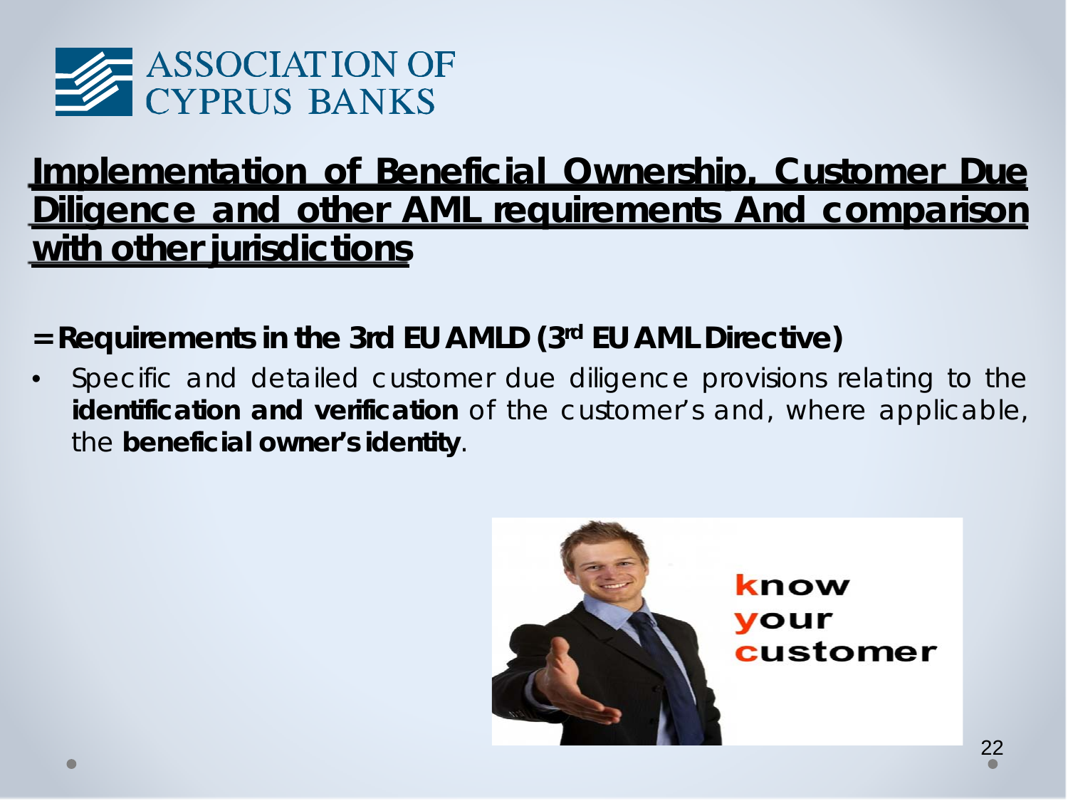# Implementation of Beneficial Ownership, Customer Due Diligence and other AML requirements And comparison with other jurisdictions

**= Requirements in the 3rd EU AMLD (3rd EU AML Directive)**

- Specific and detailed customer due diligence provisions relating to the **identification and verification** of the customer's and, where applicable, the **beneficial owner's identity**.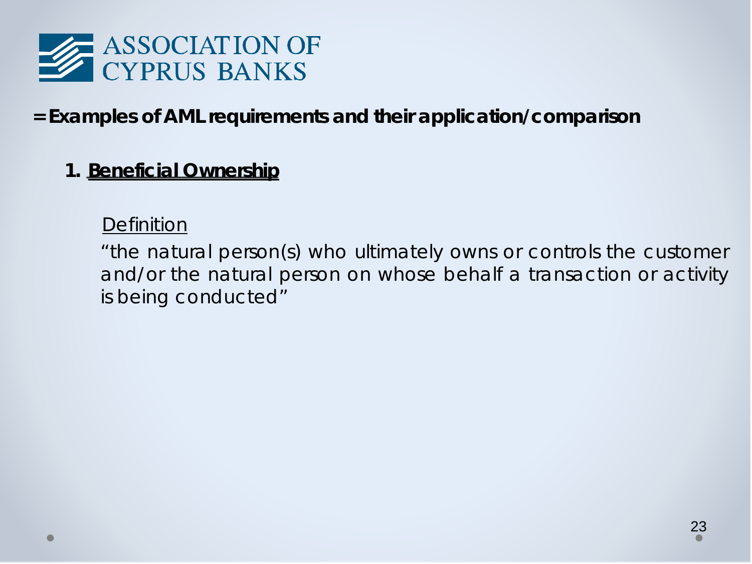ASSOCIATION OF CYPRUS BANKS

**= Examples of AML requirements and their application/comparison**

**1. <u>Beneficial Ownership</u>**

Definition

"the natural person(s) who ultimately owns or controls the customer and/or the natural person on whose behalf a transaction or activity is being conducted"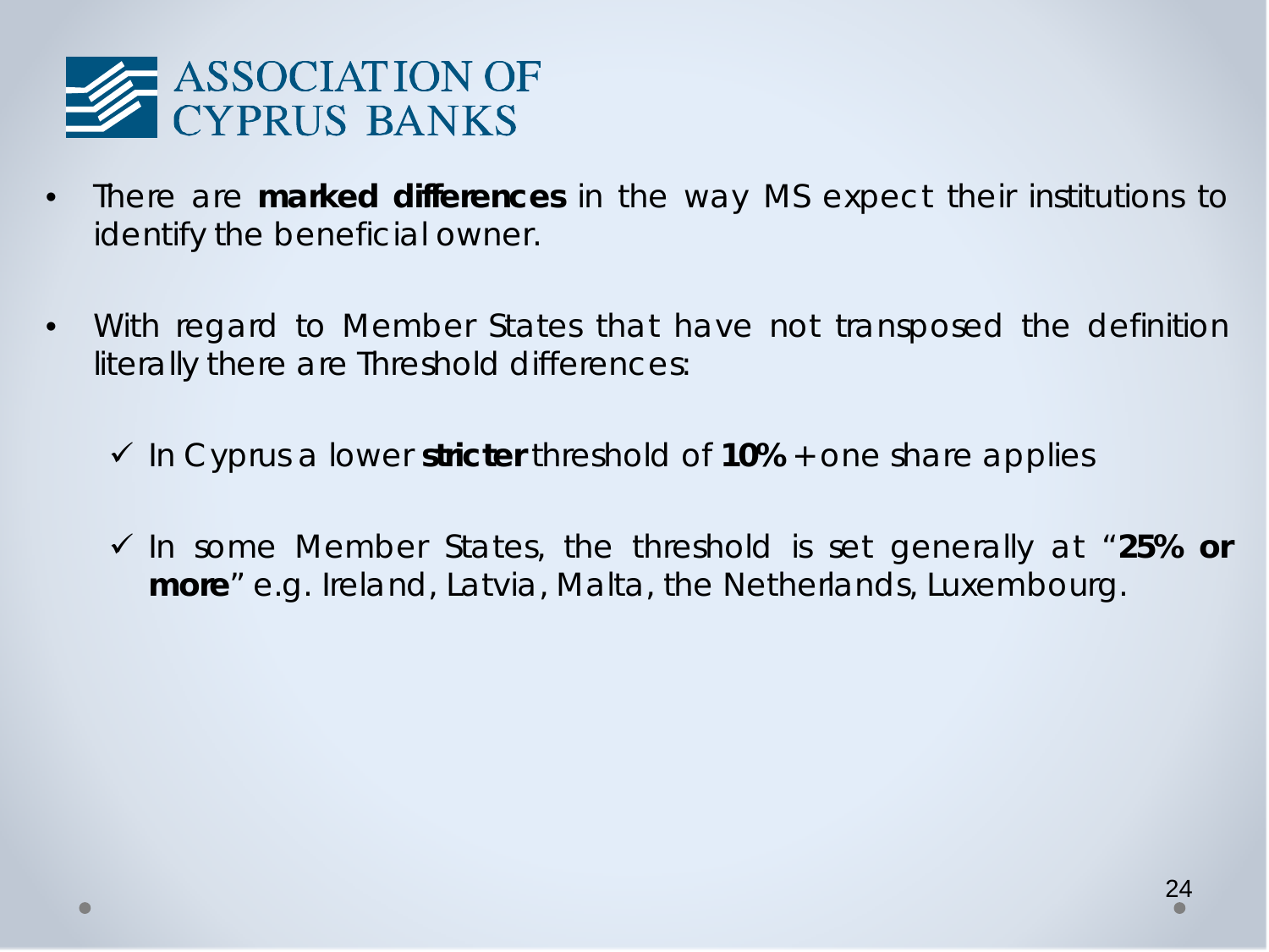- There are **marked differences** in the way MS expect their institutions to identify the beneficial owner.

- With regard to Member States that have not transposed the definition literally there are Threshold differences:

  - ✓ In Cyprus a lower **stricter** threshold of **10%** + one share applies

  - ✓ In some Member States, the threshold is set generally at "**25% or more**" e.g. Ireland, Latvia, Malta, the Netherlands, Luxembourg.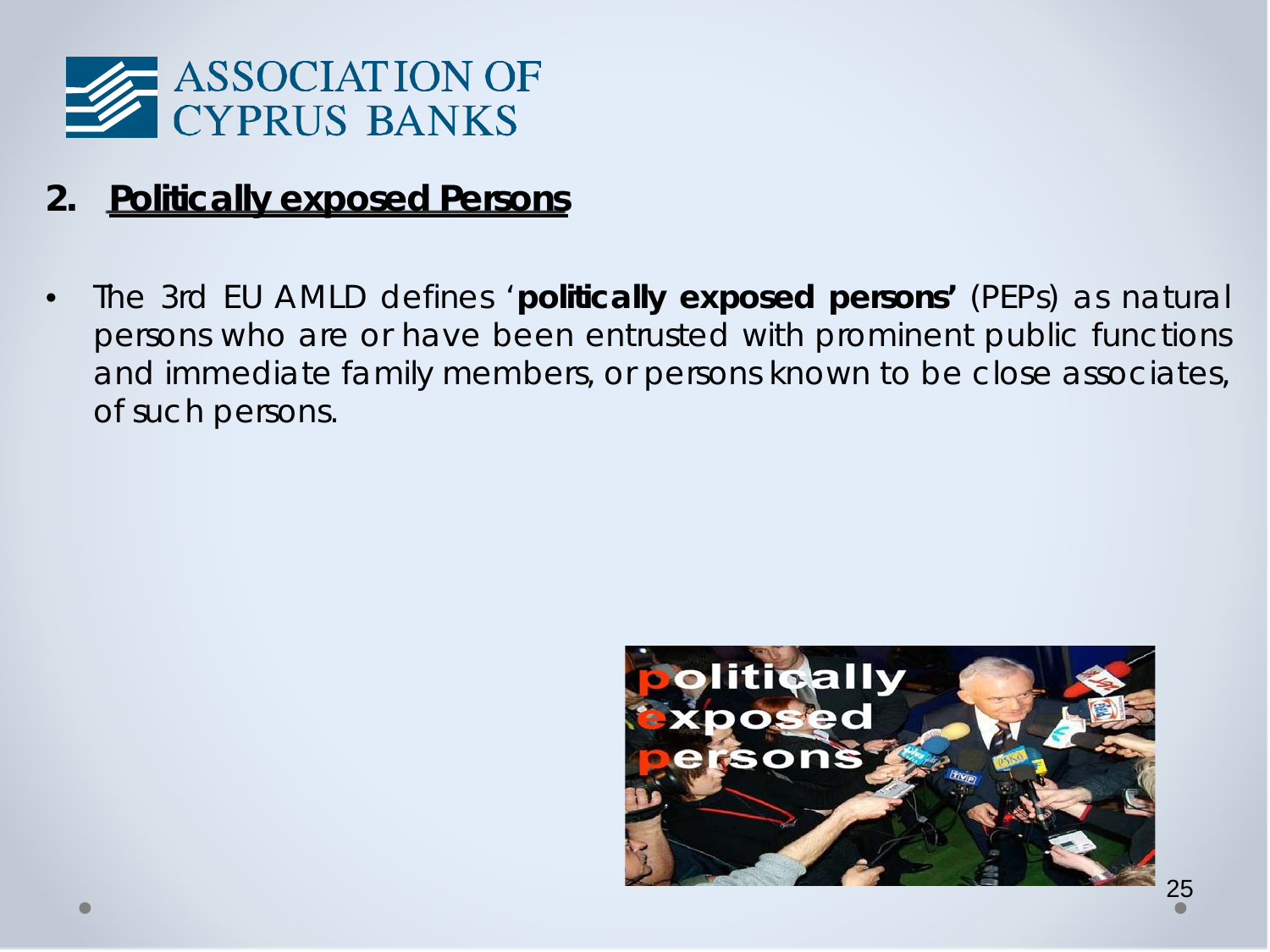## 2. Politically exposed Persons

- The 3rd EU AMLD defines '**politically exposed persons'** (PEPs) as natural persons who are or have been entrusted with prominent public functions and immediate family members, or persons known to be close associates, of such persons.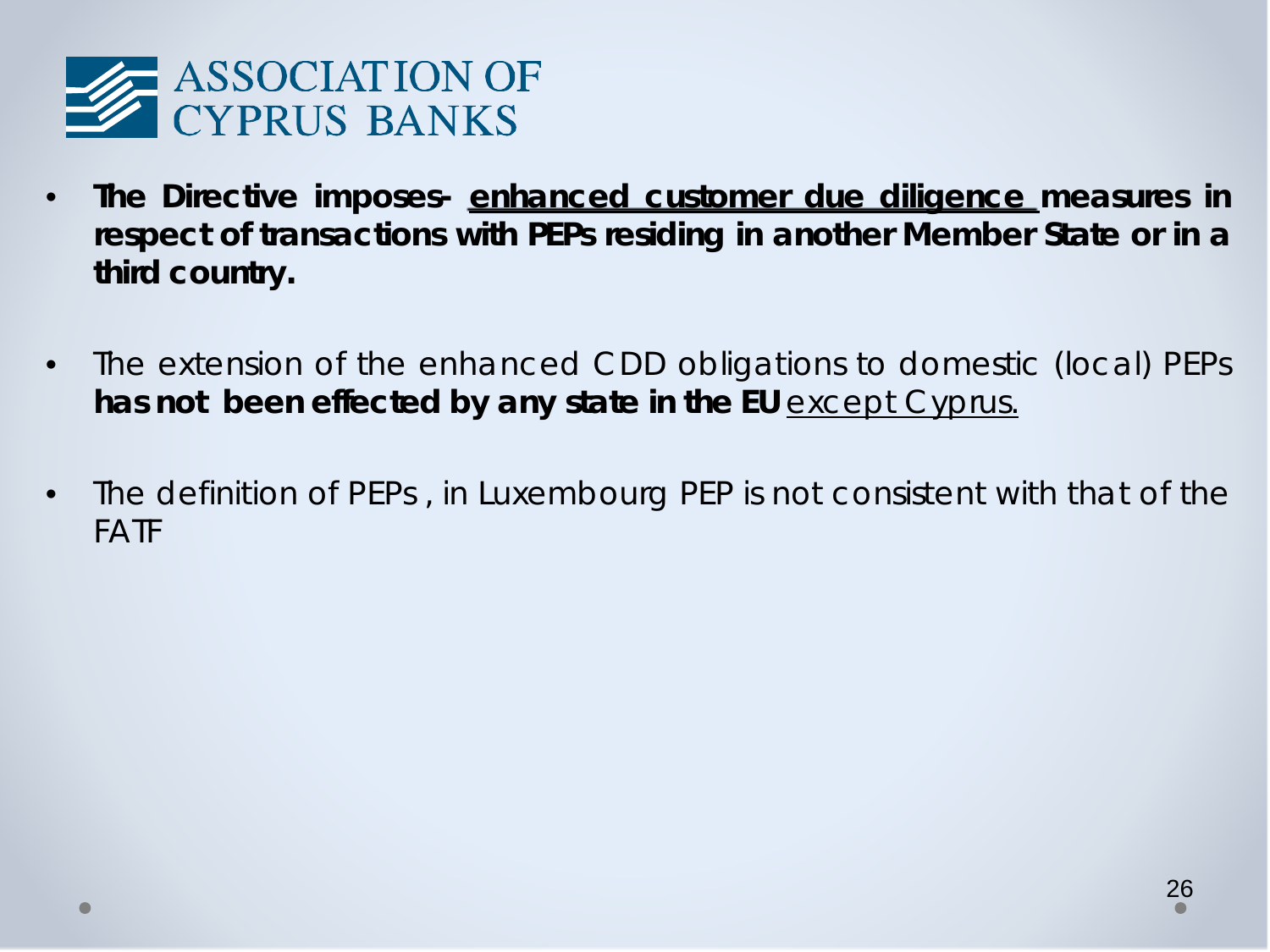ASSOCIATION OF CYPRUS BANKS

- **The Directive imposes- <u>enhanced customer due diligence</u> measures in respect of transactions with PEPs residing in another Member State or in a third country.**

- The extension of the enhanced CDD obligations to domestic (local) PEPs **has not been effected by any state in the EU** <u>except Cyprus.</u>

- The definition of PEPs , in Luxembourg PEP is not consistent with that of the FATF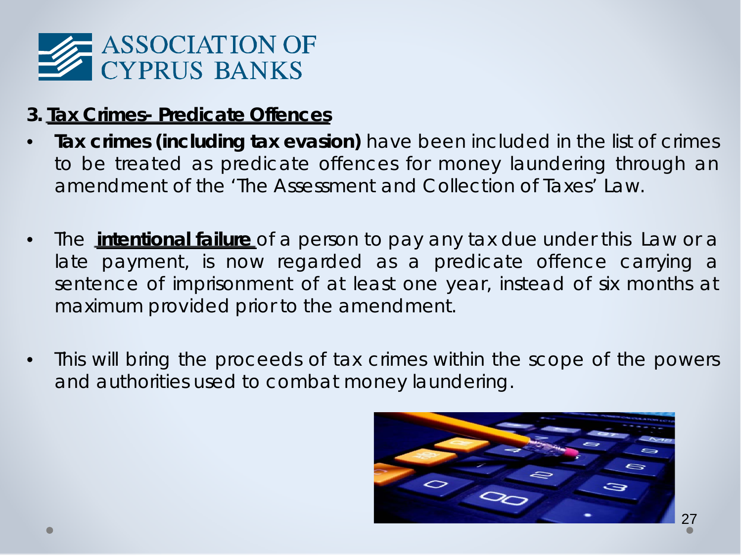## 3. Tax Crimes- Predicate Offences

- **Tax crimes (including tax evasion)** have been included in the list of crimes to be treated as predicate offences for money laundering through an amendment of the 'The Assessment and Collection of Taxes' Law.

- The **intentional failure** of a person to pay any tax due under this Law or a late payment, is now regarded as a predicate offence carrying a sentence of imprisonment of at least one year, instead of six months at maximum provided prior to the amendment.

- This will bring the proceeds of tax crimes within the scope of the powers and authorities used to combat money laundering.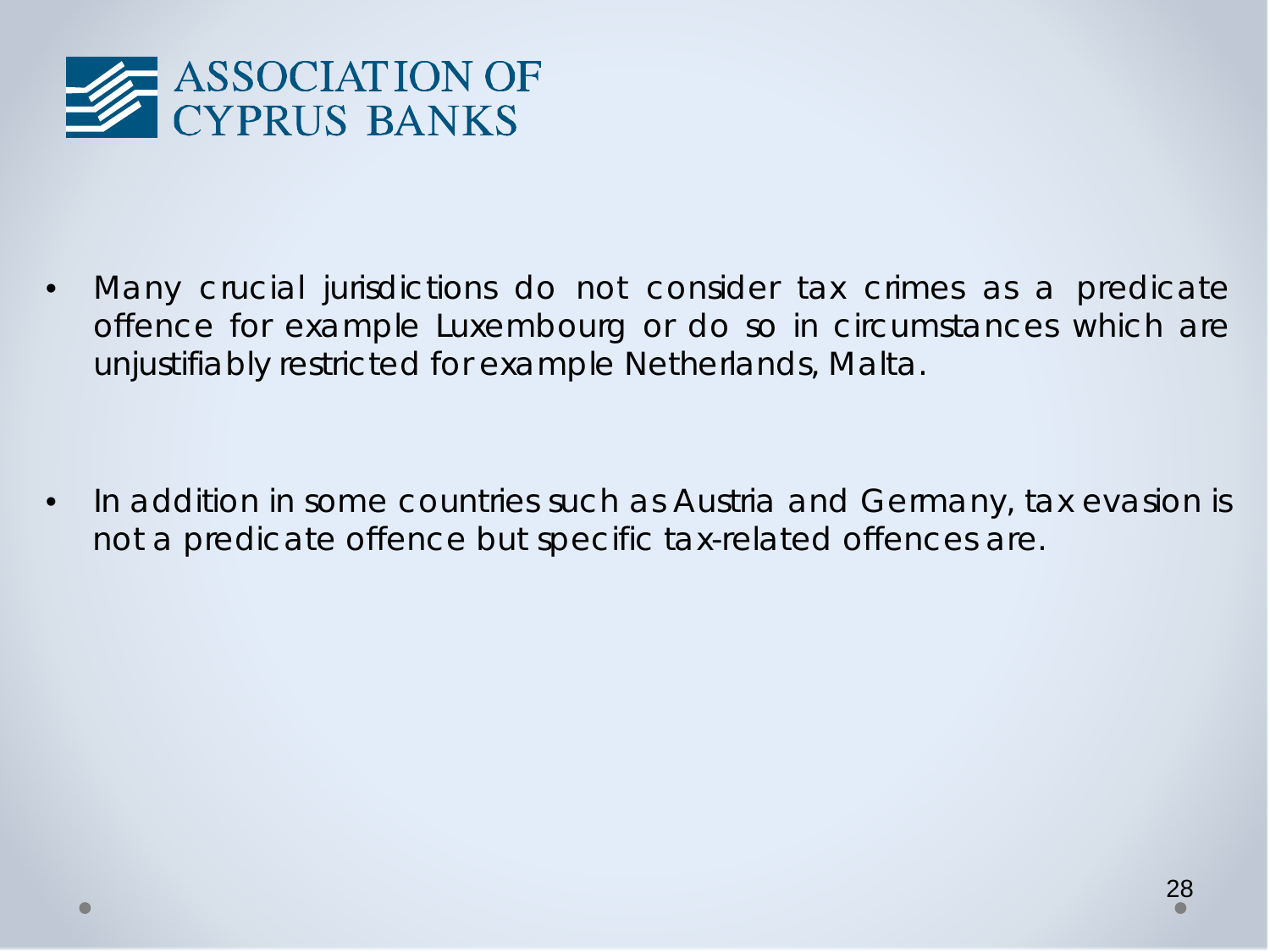- Many crucial jurisdictions do not consider tax crimes as a predicate offence for example Luxembourg or do so in circumstances which are unjustifiably restricted for example Netherlands, Malta.

- In addition in some countries such as Austria and Germany, tax evasion is not a predicate offence but specific tax-related offences are.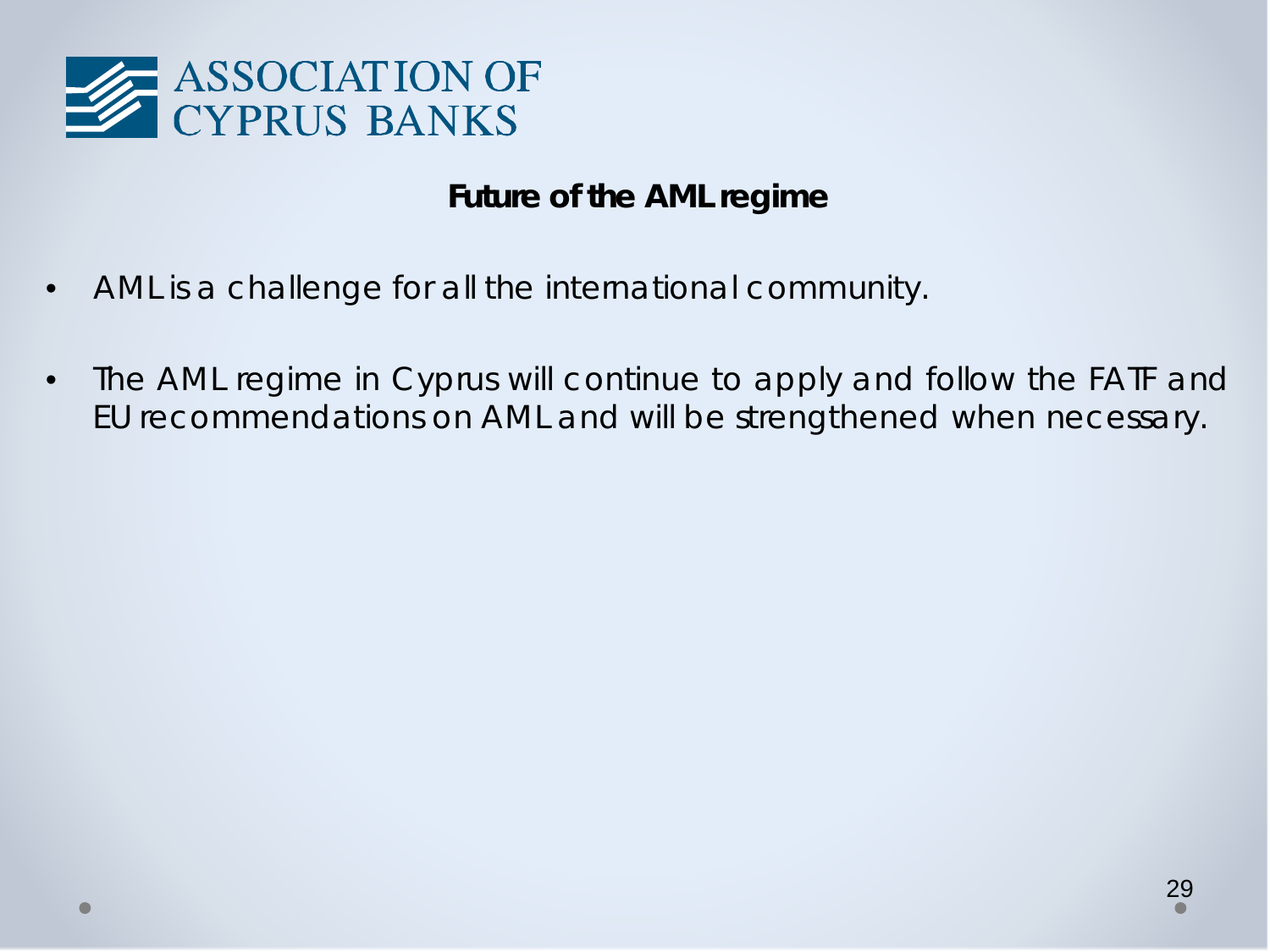ASSOCIATION OF CYPRUS BANKS

## Future of the AML regime

- AML is a challenge for all the international community.
- The AML regime in Cyprus will continue to apply and follow the FATF and EU recommendations on AML and will be strengthened when necessary.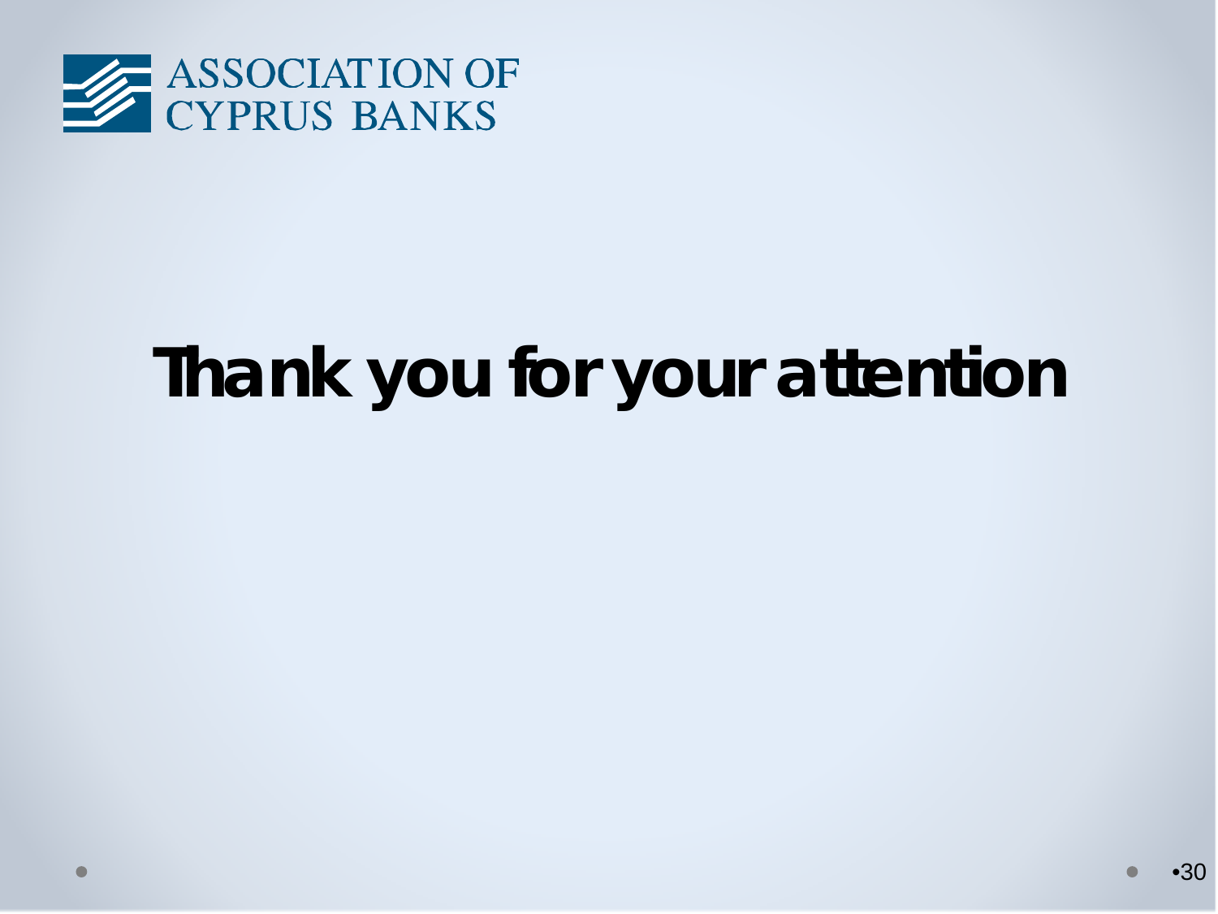ASSOCIATION OF CYPRUS BANKS

# Thank you for your attention